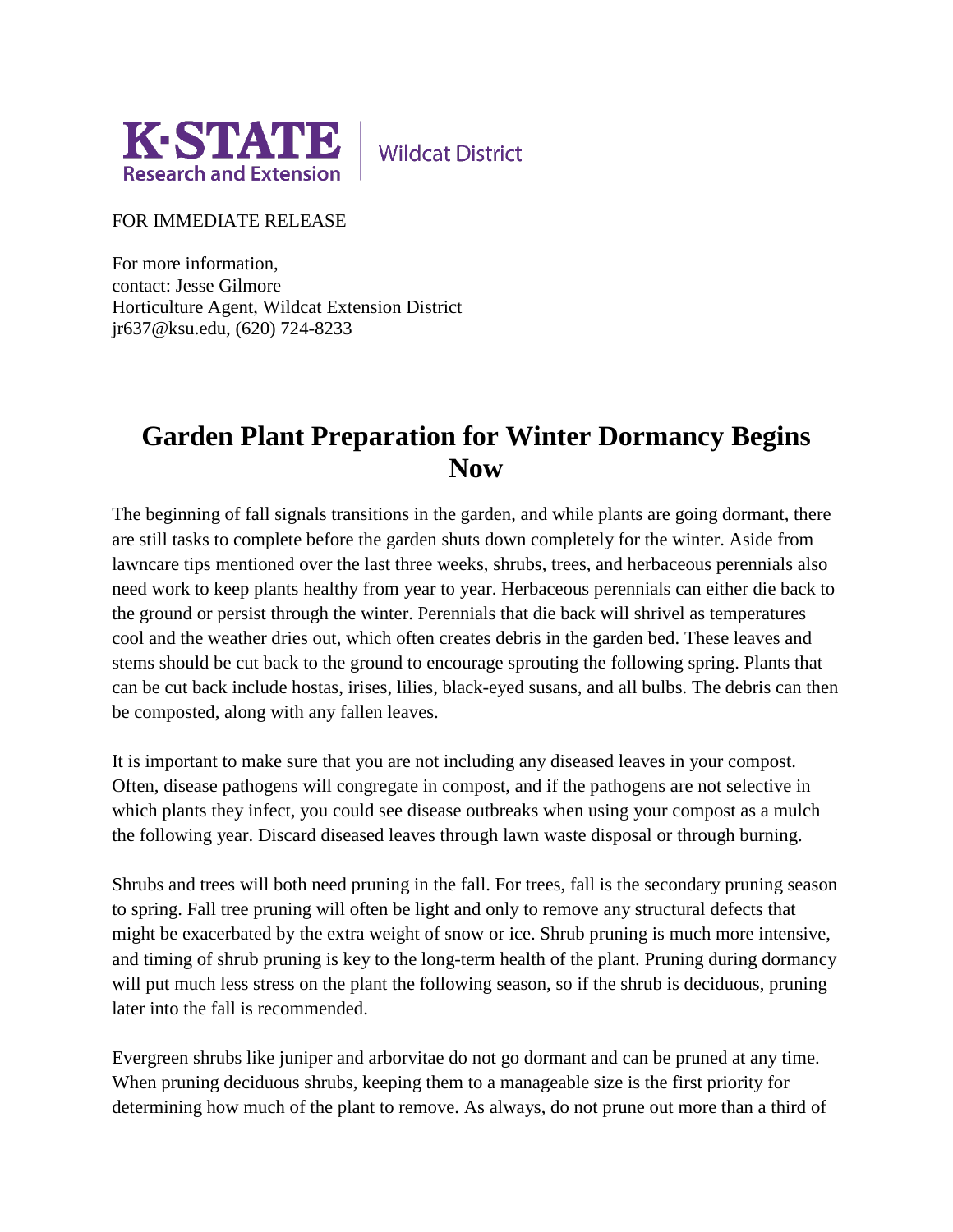K·STATE Research and Extension | Wildcat District

FOR IMMEDIATE RELEASE

For more information,
contact: Jesse Gilmore
Horticulture Agent, Wildcat Extension District
jr637@ksu.edu, (620) 724-8233

# Garden Plant Preparation for Winter Dormancy Begins Now

The beginning of fall signals transitions in the garden, and while plants are going dormant, there are still tasks to complete before the garden shuts down completely for the winter. Aside from lawncare tips mentioned over the last three weeks, shrubs, trees, and herbaceous perennials also need work to keep plants healthy from year to year. Herbaceous perennials can either die back to the ground or persist through the winter. Perennials that die back will shrivel as temperatures cool and the weather dries out, which often creates debris in the garden bed. These leaves and stems should be cut back to the ground to encourage sprouting the following spring. Plants that can be cut back include hostas, irises, lilies, black-eyed susans, and all bulbs. The debris can then be composted, along with any fallen leaves.

It is important to make sure that you are not including any diseased leaves in your compost. Often, disease pathogens will congregate in compost, and if the pathogens are not selective in which plants they infect, you could see disease outbreaks when using your compost as a mulch the following year. Discard diseased leaves through lawn waste disposal or through burning.

Shrubs and trees will both need pruning in the fall. For trees, fall is the secondary pruning season to spring. Fall tree pruning will often be light and only to remove any structural defects that might be exacerbated by the extra weight of snow or ice. Shrub pruning is much more intensive, and timing of shrub pruning is key to the long-term health of the plant. Pruning during dormancy will put much less stress on the plant the following season, so if the shrub is deciduous, pruning later into the fall is recommended.

Evergreen shrubs like juniper and arborvitae do not go dormant and can be pruned at any time. When pruning deciduous shrubs, keeping them to a manageable size is the first priority for determining how much of the plant to remove. As always, do not prune out more than a third of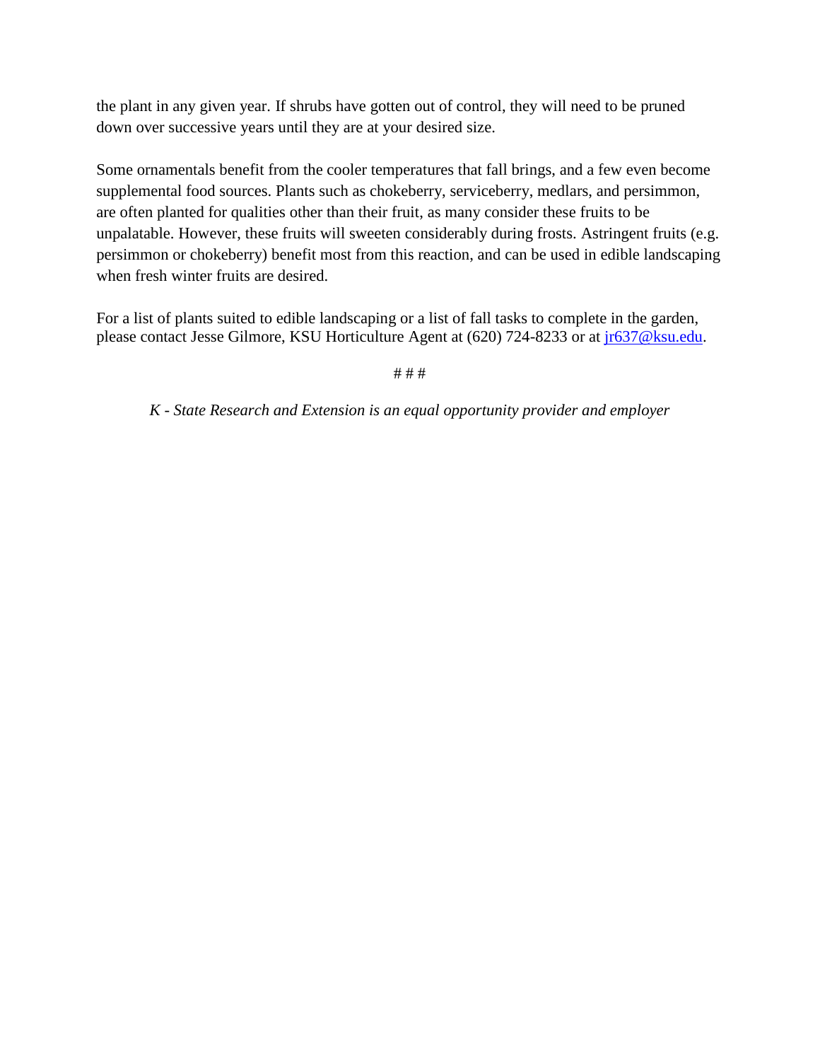the plant in any given year. If shrubs have gotten out of control, they will need to be pruned down over successive years until they are at your desired size.

Some ornamentals benefit from the cooler temperatures that fall brings, and a few even become supplemental food sources. Plants such as chokeberry, serviceberry, medlars, and persimmon, are often planted for qualities other than their fruit, as many consider these fruits to be unpalatable. However, these fruits will sweeten considerably during frosts. Astringent fruits (e.g. persimmon or chokeberry) benefit most from this reaction, and can be used in edible landscaping when fresh winter fruits are desired.

For a list of plants suited to edible landscaping or a list of fall tasks to complete in the garden, please contact Jesse Gilmore, KSU Horticulture Agent at (620) 724-8233 or at jr637@ksu.edu.

# # #

*K - State Research and Extension is an equal opportunity provider and employer*